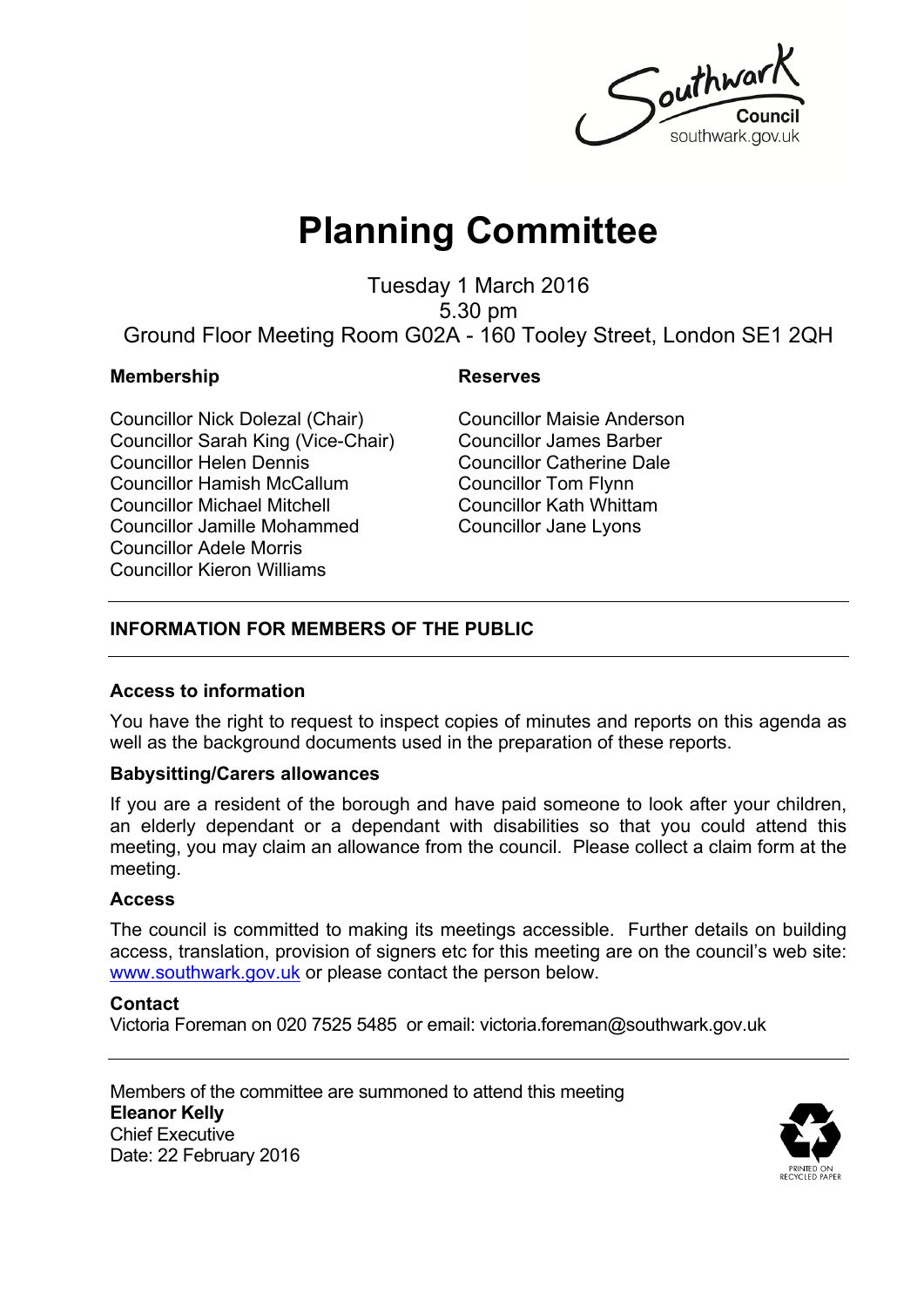Southwark Council
southwark.gov.uk

# Planning Committee

Tuesday 1 March 2016
5.30 pm
Ground Floor Meeting Room G02A - 160 Tooley Street, London SE1 2QH

**Membership**

Councillor Nick Dolezal (Chair)
Councillor Sarah King (Vice-Chair)
Councillor Helen Dennis
Councillor Hamish McCallum
Councillor Michael Mitchell
Councillor Jamille Mohammed
Councillor Adele Morris
Councillor Kieron Williams

**Reserves**

Councillor Maisie Anderson
Councillor James Barber
Councillor Catherine Dale
Councillor Tom Flynn
Councillor Kath Whittam
Councillor Jane Lyons

## INFORMATION FOR MEMBERS OF THE PUBLIC

### Access to information

You have the right to request to inspect copies of minutes and reports on this agenda as well as the background documents used in the preparation of these reports.

### Babysitting/Carers allowances

If you are a resident of the borough and have paid someone to look after your children, an elderly dependant or a dependant with disabilities so that you could attend this meeting, you may claim an allowance from the council. Please collect a claim form at the meeting.

### Access

The council is committed to making its meetings accessible. Further details on building access, translation, provision of signers etc for this meeting are on the council's web site: www.southwark.gov.uk or please contact the person below.

### Contact

Victoria Foreman on 020 7525 5485 or email: victoria.foreman@southwark.gov.uk

Members of the committee are summoned to attend this meeting
**Eleanor Kelly**
Chief Executive
Date: 22 February 2016

PRINTED ON RECYCLED PAPER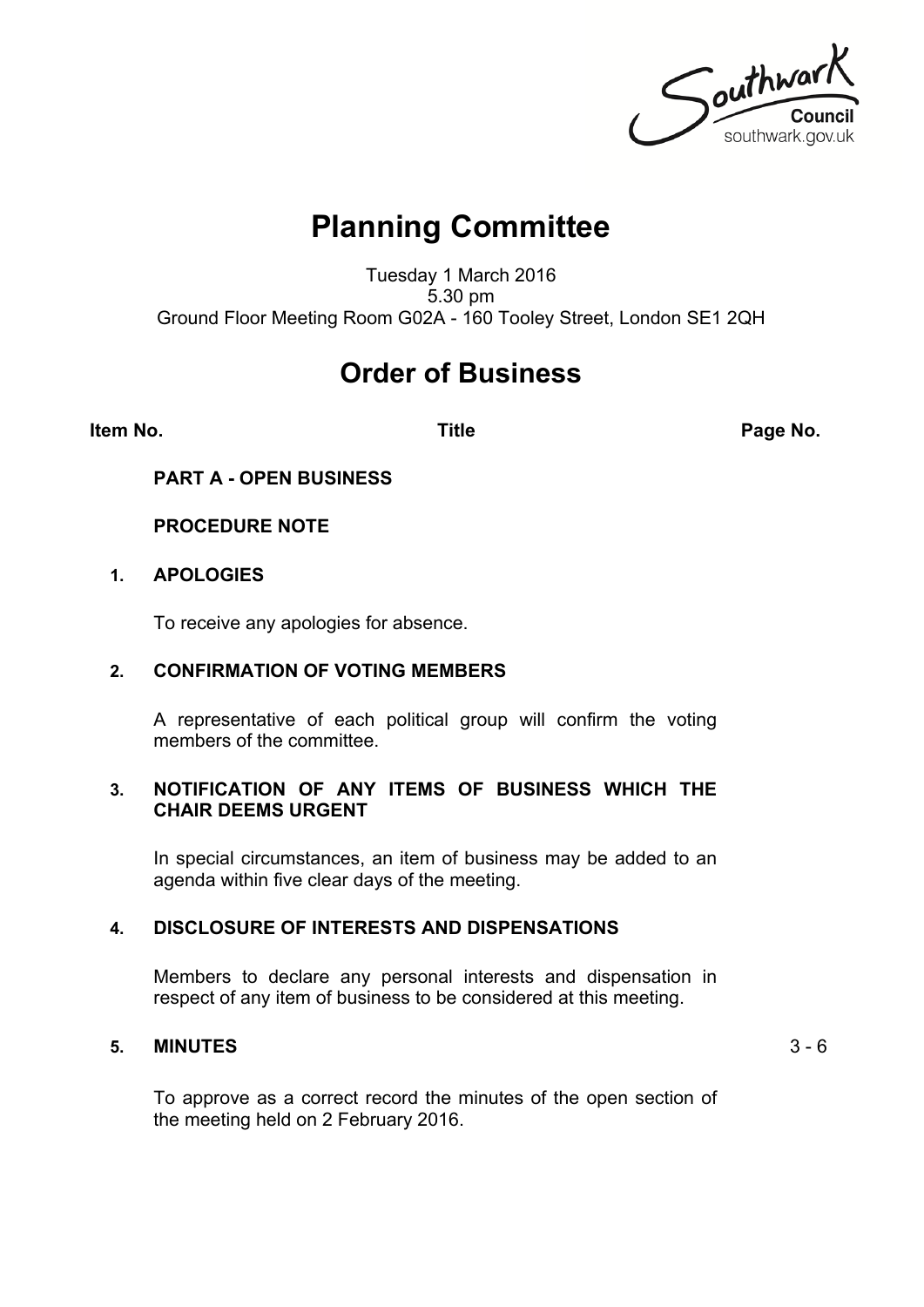Southwark Council
southwark.gov.uk

# Planning Committee

Tuesday 1 March 2016
5.30 pm
Ground Floor Meeting Room G02A - 160 Tooley Street, London SE1 2QH

# Order of Business

| Item No. | Title | Page No. |
|---|---|---|
| | **PART A - OPEN BUSINESS** | |
| | **PROCEDURE NOTE** | |
| **1.** | **APOLOGIES**<br><br>To receive any apologies for absence. | |
| **2.** | **CONFIRMATION OF VOTING MEMBERS**<br><br>A representative of each political group will confirm the voting members of the committee. | |
| **3.** | **NOTIFICATION OF ANY ITEMS OF BUSINESS WHICH THE CHAIR DEEMS URGENT**<br><br>In special circumstances, an item of business may be added to an agenda within five clear days of the meeting. | |
| **4.** | **DISCLOSURE OF INTERESTS AND DISPENSATIONS**<br><br>Members to declare any personal interests and dispensation in respect of any item of business to be considered at this meeting. | |
| **5.** | **MINUTES**<br><br>To approve as a correct record the minutes of the open section of the meeting held on 2 February 2016. | 3 - 6 |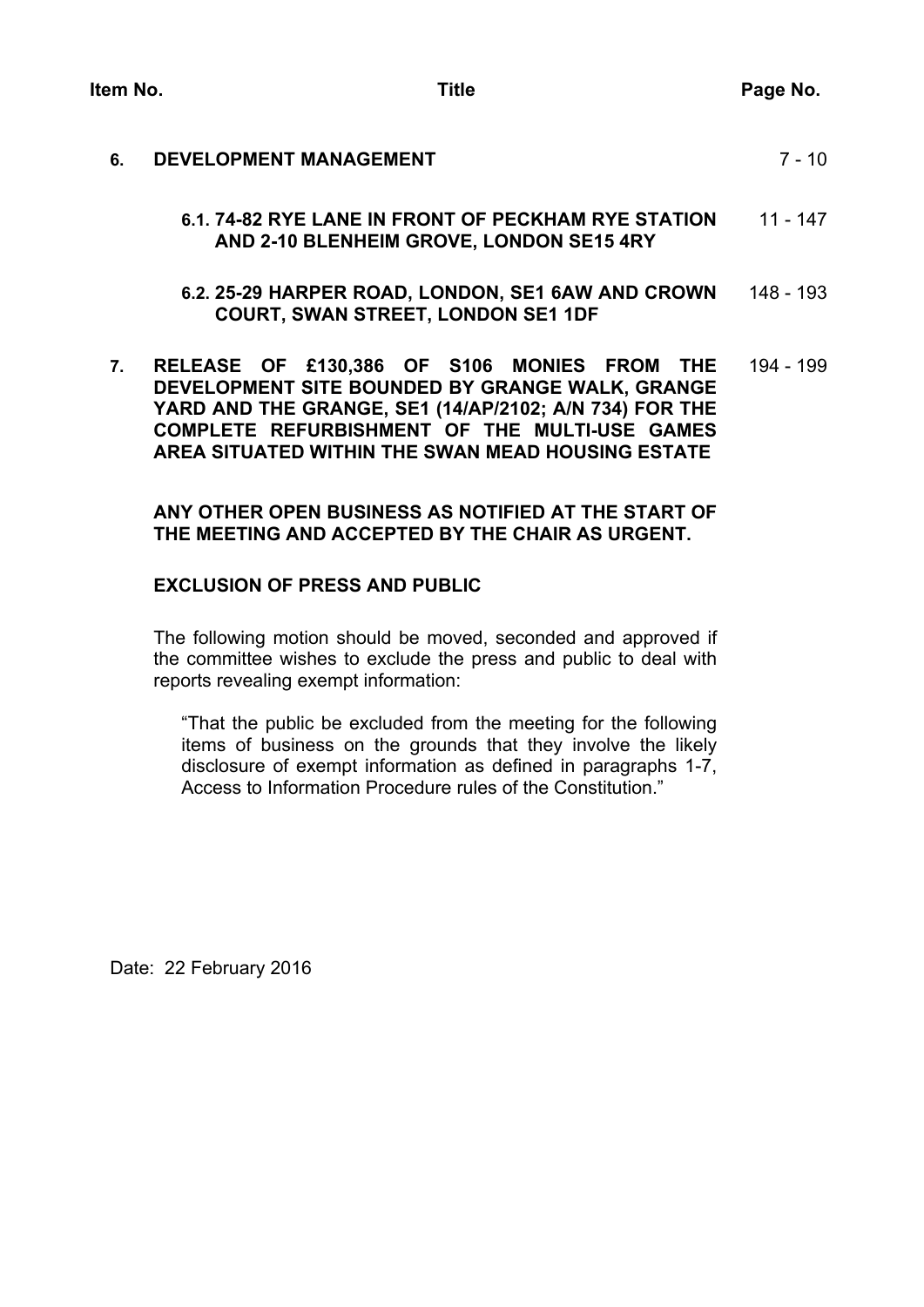| Item No. | Title | Page No. |
|---|---|---|
| **6.** | **DEVELOPMENT MANAGEMENT** | 7 - 10 |
| | **6.1. 74-82 RYE LANE IN FRONT OF PECKHAM RYE STATION AND 2-10 BLENHEIM GROVE, LONDON SE15 4RY** | 11 - 147 |
| | **6.2. 25-29 HARPER ROAD, LONDON, SE1 6AW AND CROWN COURT, SWAN STREET, LONDON SE1 1DF** | 148 - 193 |
| **7.** | **RELEASE OF £130,386 OF S106 MONIES FROM THE DEVELOPMENT SITE BOUNDED BY GRANGE WALK, GRANGE YARD AND THE GRANGE, SE1 (14/AP/2102; A/N 734) FOR THE COMPLETE REFURBISHMENT OF THE MULTI-USE GAMES AREA SITUATED WITHIN THE SWAN MEAD HOUSING ESTATE** | 194 - 199 |

**ANY OTHER OPEN BUSINESS AS NOTIFIED AT THE START OF THE MEETING AND ACCEPTED BY THE CHAIR AS URGENT.**

**EXCLUSION OF PRESS AND PUBLIC**

The following motion should be moved, seconded and approved if the committee wishes to exclude the press and public to deal with reports revealing exempt information:

"That the public be excluded from the meeting for the following items of business on the grounds that they involve the likely disclosure of exempt information as defined in paragraphs 1-7, Access to Information Procedure rules of the Constitution."

Date: 22 February 2016